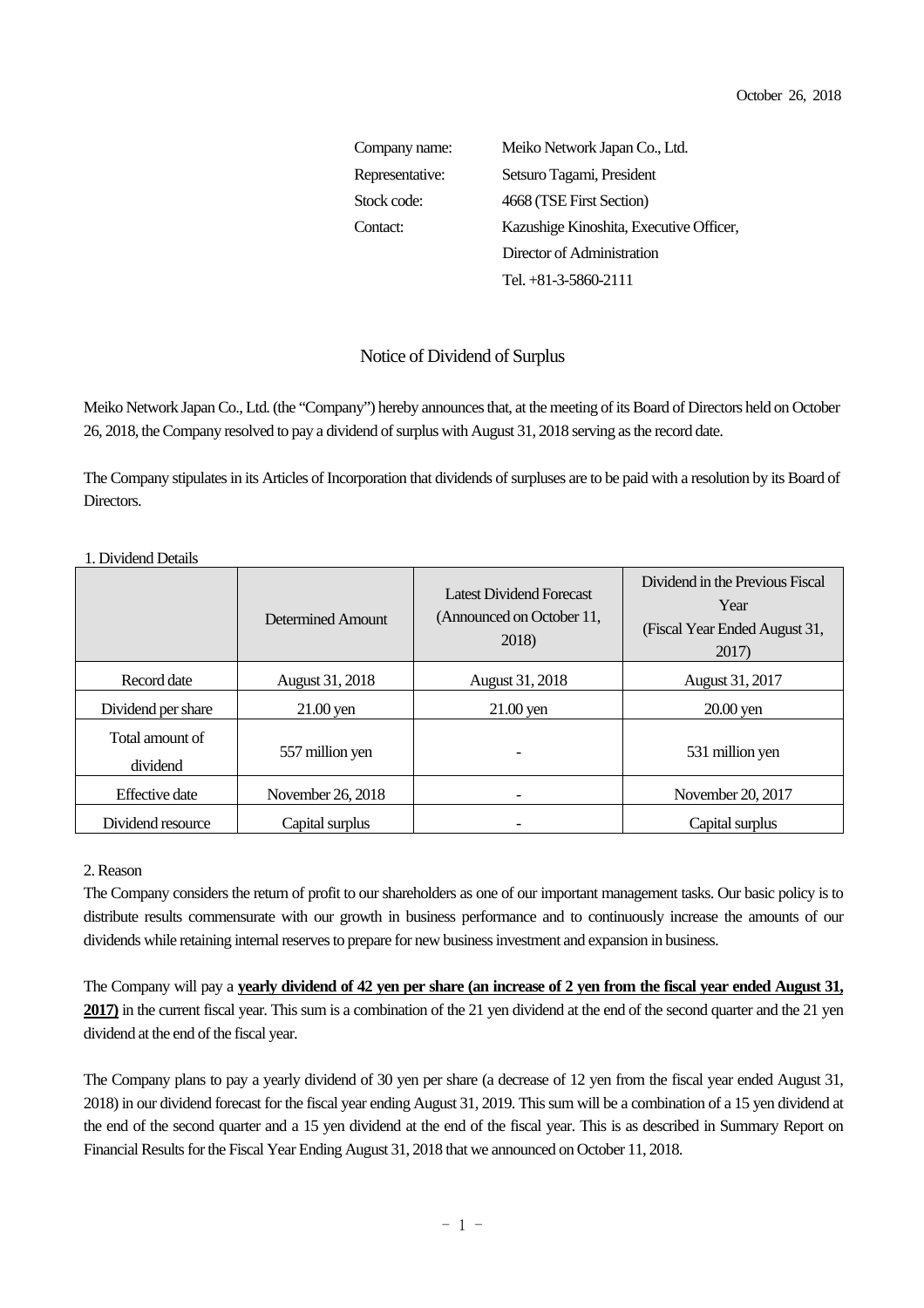October 26, 2018

Company name: Meiko Network Japan Co., Ltd.
Representative: Setsuro Tagami, President
Stock code: 4668 (TSE First Section)
Contact: Kazushige Kinoshita, Executive Officer, Director of Administration
Tel. +81-3-5860-2111

# Notice of Dividend of Surplus

Meiko Network Japan Co., Ltd. (the "Company") hereby announces that, at the meeting of its Board of Directors held on October 26, 2018, the Company resolved to pay a dividend of surplus with August 31, 2018 serving as the record date.

The Company stipulates in its Articles of Incorporation that dividends of surpluses are to be paid with a resolution by its Board of Directors.

1. Dividend Details

| | Determined Amount | Latest Dividend Forecast (Announced on October 11, 2018) | Dividend in the Previous Fiscal Year (Fiscal Year Ended August 31, 2017) |
|---|---|---|---|
| Record date | August 31, 2018 | August 31, 2018 | August 31, 2017 |
| Dividend per share | 21.00 yen | 21.00 yen | 20.00 yen |
| Total amount of dividend | 557 million yen | - | 531 million yen |
| Effective date | November 26, 2018 | - | November 20, 2017 |
| Dividend resource | Capital surplus | - | Capital surplus |

2. Reason

The Company considers the return of profit to our shareholders as one of our important management tasks. Our basic policy is to distribute results commensurate with our growth in business performance and to continuously increase the amounts of our dividends while retaining internal reserves to prepare for new business investment and expansion in business.

The Company will pay a **yearly dividend of 42 yen per share (an increase of 2 yen from the fiscal year ended August 31, 2017)** in the current fiscal year. This sum is a combination of the 21 yen dividend at the end of the second quarter and the 21 yen dividend at the end of the fiscal year.

The Company plans to pay a yearly dividend of 30 yen per share (a decrease of 12 yen from the fiscal year ended August 31, 2018) in our dividend forecast for the fiscal year ending August 31, 2019. This sum will be a combination of a 15 yen dividend at the end of the second quarter and a 15 yen dividend at the end of the fiscal year. This is as described in Summary Report on Financial Results for the Fiscal Year Ending August 31, 2018 that we announced on October 11, 2018.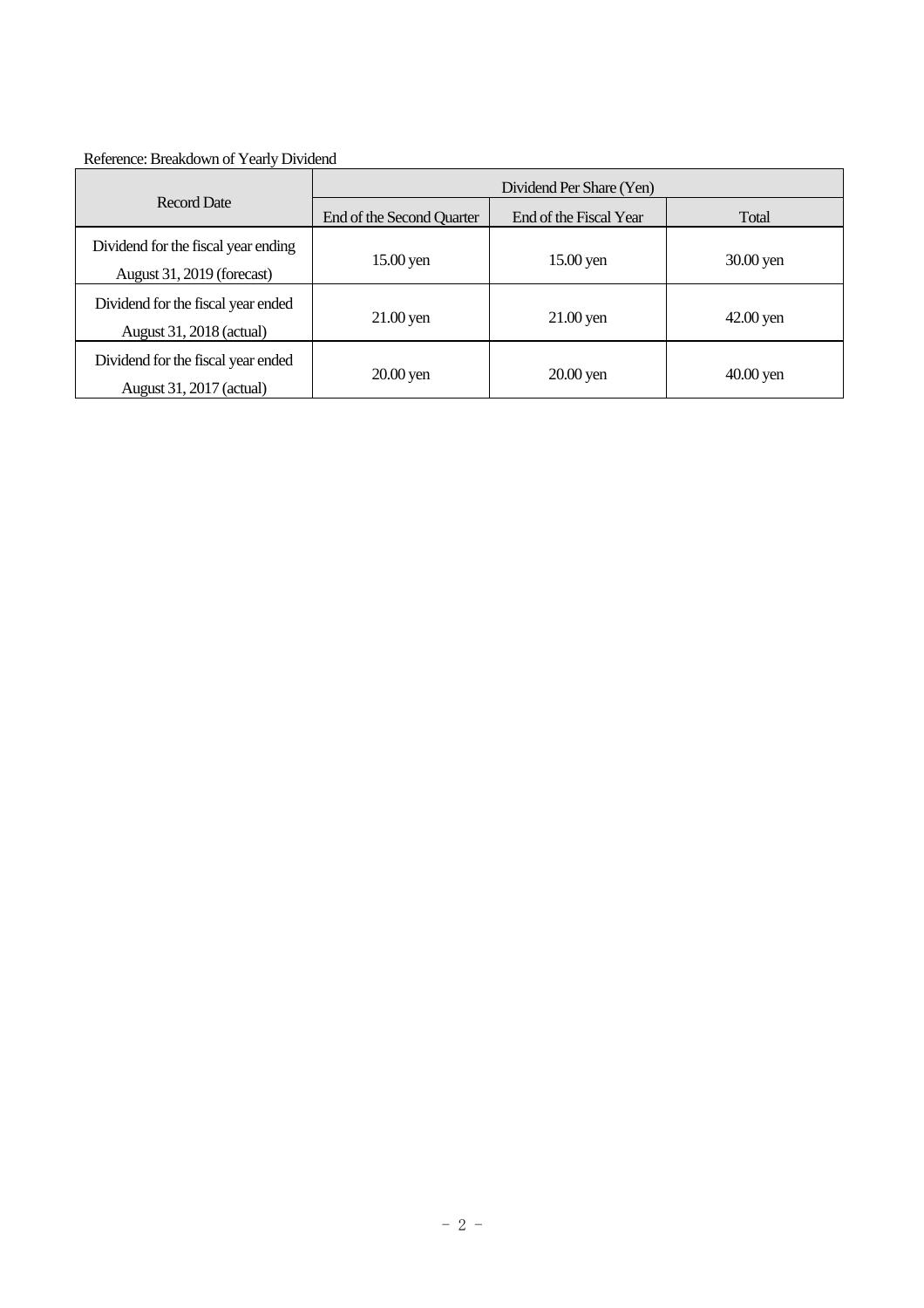Reference: Breakdown of Yearly Dividend

| Record Date | Dividend Per Share (Yen) | | |
|---|---|---|---|
| | End of the Second Quarter | End of the Fiscal Year | Total |
| Dividend for the fiscal year ending August 31, 2019 (forecast) | 15.00 yen | 15.00 yen | 30.00 yen |
| Dividend for the fiscal year ended August 31, 2018 (actual) | 21.00 yen | 21.00 yen | 42.00 yen |
| Dividend for the fiscal year ended August 31, 2017 (actual) | 20.00 yen | 20.00 yen | 40.00 yen |